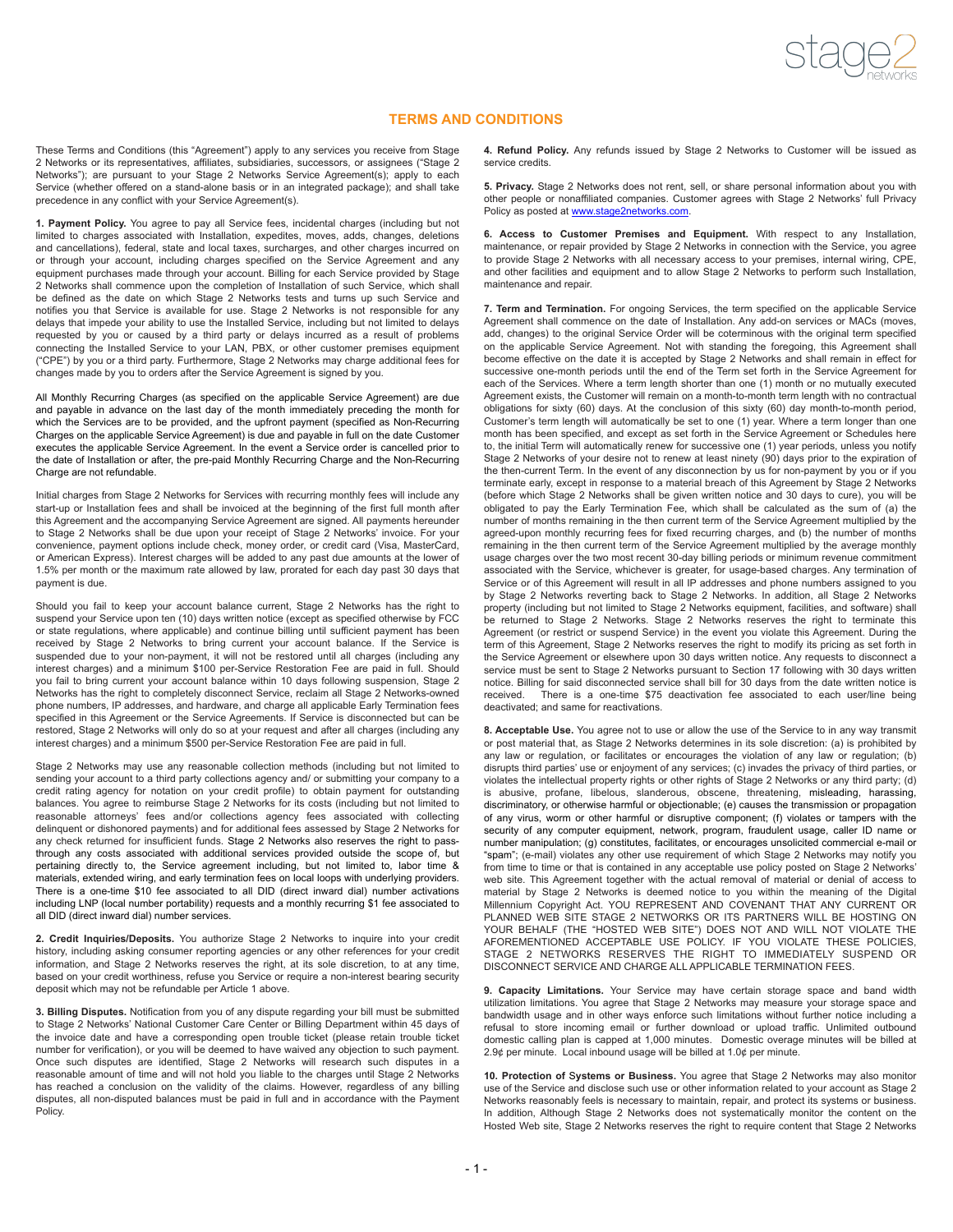# TERMS AND CONDITIONS

These Terms and Conditions (this "Agreement") apply to any services you receive from Stage 2 Networks or its representatives, affiliates, subsidiaries, successors, or assignees ("Stage 2 Networks"); are pursuant to your Stage 2 Networks Service Agreement(s); apply to each Service (whether offered on a stand-alone basis or in an integrated package); and shall take precedence in any conflict with your Service Agreement(s).

**1. Payment Policy.** You agree to pay all Service fees, incidental charges (including but not limited to charges associated with Installation, expedites, moves, adds, changes, deletions and cancellations), federal, state and local taxes, surcharges, and other charges incurred on or through your account, including charges specified on the Service Agreement and any equipment purchases made through your account. Billing for each Service provided by Stage 2 Networks shall commence upon the completion of Installation of such Service, which shall be defined as the date on which Stage 2 Networks tests and turns up such Service and notifies you that Service is available for use. Stage 2 Networks is not responsible for any delays that impede your ability to use the Installed Service, including but not limited to delays requested by you or caused by a third party or delays incurred as a result of problems connecting the Installed Service to your LAN, PBX, or other customer premises equipment ("CPE") by you or a third party. Furthermore, Stage 2 Networks may charge additional fees for changes made by you to orders after the Service Agreement is signed by you.

All Monthly Recurring Charges (as specified on the applicable Service Agreement) are due and payable in advance on the last day of the month immediately preceding the month for which the Services are to be provided, and the upfront payment (specified as Non-Recurring Charges on the applicable Service Agreement) is due and payable in full on the date Customer executes the applicable Service Agreement. In the event a Service order is cancelled prior to the date of Installation or after, the pre-paid Monthly Recurring Charge and the Non-Recurring Charge are not refundable.

Initial charges from Stage 2 Networks for Services with recurring monthly fees will include any start-up or Installation fees and shall be invoiced at the beginning of the first full month after this Agreement and the accompanying Service Agreement are signed. All payments hereunder to Stage 2 Networks shall be due upon your receipt of Stage 2 Networks' invoice. For your convenience, payment options include check, money order, or credit card (Visa, MasterCard, or American Express). Interest charges will be added to any past due amounts at the lower of 1.5% per month or the maximum rate allowed by law, prorated for each day past 30 days that payment is due.

Should you fail to keep your account balance current, Stage 2 Networks has the right to suspend your Service upon ten (10) days written notice (except as specified otherwise by FCC or state regulations, where applicable) and continue billing until sufficient payment has been received by Stage 2 Networks to bring current your account balance. If the Service is suspended due to your non-payment, it will not be restored until all charges (including any interest charges) and a minimum $100 per-Service Restoration Fee are paid in full. Should you fail to bring current your account balance within 10 days following suspension, Stage 2 Networks has the right to completely disconnect Service, reclaim all Stage 2 Networks-owned phone numbers, IP addresses, and hardware, and charge all applicable Early Termination fees specified in this Agreement or the Service Agreements. If Service is disconnected but can be restored, Stage 2 Networks will only do so at your request and after all charges (including any interest charges) and a minimum $500 per-Service Restoration Fee are paid in full.

Stage 2 Networks may use any reasonable collection methods (including but not limited to sending your account to a third party collections agency and/ or submitting your company to a credit rating agency for notation on your credit profile) to obtain payment for outstanding balances. You agree to reimburse Stage 2 Networks for its costs (including but not limited to reasonable attorneys' fees and/or collections agency fees associated with collecting delinquent or dishonored payments) and for additional fees assessed by Stage 2 Networks for any check returned for insufficient funds. Stage 2 Networks also reserves the right to pass-through any costs associated with additional services provided outside the scope of, but pertaining directly to, the Service agreement including, but not limited to, labor time & materials, extended wiring, and early termination fees on local loops with underlying providers. There is a one-time $10 fee associated to all DID (direct inward dial) number activations including LNP (local number portability) requests and a monthly recurring $1 fee associated to all DID (direct inward dial) number services.

**2. Credit Inquiries/Deposits.** You authorize Stage 2 Networks to inquire into your credit history, including asking consumer reporting agencies or any other references for your credit information, and Stage 2 Networks reserves the right, at its sole discretion, to at any time, based on your credit worthiness, refuse you Service or require a non-interest bearing security deposit which may not be refundable per Article 1 above.

**3. Billing Disputes.** Notification from you of any dispute regarding your bill must be submitted to Stage 2 Networks' National Customer Care Center or Billing Department within 45 days of the invoice date and have a corresponding open trouble ticket (please retain trouble ticket number for verification), or you will be deemed to have waived any objection to such payment. Once such disputes are identified, Stage 2 Networks will research such disputes in a reasonable amount of time and will not hold you liable to the charges until Stage 2 Networks has reached a conclusion on the validity of the claims. However, regardless of any billing disputes, all non-disputed balances must be paid in full and in accordance with the Payment Policy.

**4. Refund Policy.** Any refunds issued by Stage 2 Networks to Customer will be issued as service credits.

**5. Privacy.** Stage 2 Networks does not rent, sell, or share personal information about you with other people or nonaffiliated companies. Customer agrees with Stage 2 Networks' full Privacy Policy as posted at www.stage2networks.com.

**6. Access to Customer Premises and Equipment.** With respect to any Installation, maintenance, or repair provided by Stage 2 Networks in connection with the Service, you agree to provide Stage 2 Networks with all necessary access to your premises, internal wiring, CPE, and other facilities and equipment and to allow Stage 2 Networks to perform such Installation, maintenance and repair.

**7. Term and Termination.** For ongoing Services, the term specified on the applicable Service Agreement shall commence on the date of Installation. Any add-on services or MACs (moves, add, changes) to the original Service Order will be coterminous with the original term specified on the applicable Service Agreement. Not with standing the foregoing, this Agreement shall become effective on the date it is accepted by Stage 2 Networks and shall remain in effect for successive one-month periods until the end of the Term set forth in the Service Agreement for each of the Services. Where a term length shorter than one (1) month or no mutually executed Agreement exists, the Customer will remain on a month-to-month term length with no contractual obligations for sixty (60) days. At the conclusion of this sixty (60) day month-to-month period, Customer's term length will automatically be set to one (1) year. Where a term longer than one month has been specified, and except as set forth in the Service Agreement or Schedules here to, the initial Term will automatically renew for successive one (1) year periods, unless you notify Stage 2 Networks of your desire not to renew at least ninety (90) days prior to the expiration of the then-current Term. In the event of any disconnection by us for non-payment by you or if you terminate early, except in response to a material breach of this Agreement by Stage 2 Networks (before which Stage 2 Networks shall be given written notice and 30 days to cure), you will be obligated to pay the Early Termination Fee, which shall be calculated as the sum of (a) the number of months remaining in the then current term of the Service Agreement multiplied by the agreed-upon monthly recurring fees for fixed recurring charges, and (b) the number of months remaining in the then current term of the Service Agreement multiplied by the average monthly usage charges over the two most recent 30-day billing periods or minimum revenue commitment associated with the Service, whichever is greater, for usage-based charges. Any termination of Service or of this Agreement will result in all IP addresses and phone numbers assigned to you by Stage 2 Networks reverting back to Stage 2 Networks. In addition, all Stage 2 Networks property (including but not limited to Stage 2 Networks equipment, facilities, and software) shall be returned to Stage 2 Networks. Stage 2 Networks reserves the right to terminate this Agreement (or restrict or suspend Service) in the event you violate this Agreement. During the term of this Agreement, Stage 2 Networks reserves the right to modify its pricing as set forth in the Service Agreement or elsewhere upon 30 days written notice. Any requests to disconnect a service must be sent to Stage 2 Networks pursuant to Section 17 following with 30 days written notice. Billing for said disconnected service shall bill for 30 days from the date written notice is received. There is a one-time $75 deactivation fee associated to each user/line being deactivated; and same for reactivations.

**8. Acceptable Use.** You agree not to use or allow the use of the Service to in any way transmit or post material that, as Stage 2 Networks determines in its sole discretion: (a) is prohibited by any law or regulation, or facilitates or encourages the violation of any law or regulation; (b) disrupts third parties' use or enjoyment of any services; (c) invades the privacy of third parties, or violates the intellectual property rights or other rights of Stage 2 Networks or any third party; (d) is abusive, profane, libelous, slanderous, obscene, threatening, misleading, harassing, discriminatory, or otherwise harmful or objectionable; (e) causes the transmission or propagation of any virus, worm or other harmful or disruptive component; (f) violates or tampers with the security of any computer equipment, network, program, fraudulent usage, caller ID name or number manipulation; (g) constitutes, facilitates, or encourages unsolicited commercial e-mail or "spam"; (e-mail) violates any other use requirement of which Stage 2 Networks may notify you from time to time or that is contained in any acceptable use policy posted on Stage 2 Networks' web site. This Agreement together with the actual removal of material or denial of access to material by Stage 2 Networks is deemed notice to you within the meaning of the Digital Millennium Copyright Act. YOU REPRESENT AND COVENANT THAT ANY CURRENT OR PLANNED WEB SITE STAGE 2 NETWORKS OR ITS PARTNERS WILL BE HOSTING ON YOUR BEHALF (THE "HOSTED WEB SITE") DOES NOT AND WILL NOT VIOLATE THE AFOREMENTIONED ACCEPTABLE USE POLICY. IF YOU VIOLATE THESE POLICIES, STAGE 2 NETWORKS RESERVES THE RIGHT TO IMMEDIATELY SUSPEND OR DISCONNECT SERVICE AND CHARGE ALL APPLICABLE TERMINATION FEES.

**9. Capacity Limitations.** Your Service may have certain storage space and band width utilization limitations. You agree that Stage 2 Networks may measure your storage space and bandwidth usage and in other ways enforce such limitations without further notice including a refusal to store incoming email or further download or upload traffic. Unlimited outbound domestic calling plan is capped at 1,000 minutes. Domestic overage minutes will be billed at 2.9¢ per minute. Local inbound usage will be billed at 1.0¢ per minute.

**10. Protection of Systems or Business.** You agree that Stage 2 Networks may also monitor use of the Service and disclose such use or other information related to your account as Stage 2 Networks reasonably feels is necessary to maintain, repair, and protect its systems or business. In addition, Although Stage 2 Networks does not systematically monitor the content on the Hosted Web site, Stage 2 Networks reserves the right to require content that Stage 2 Networks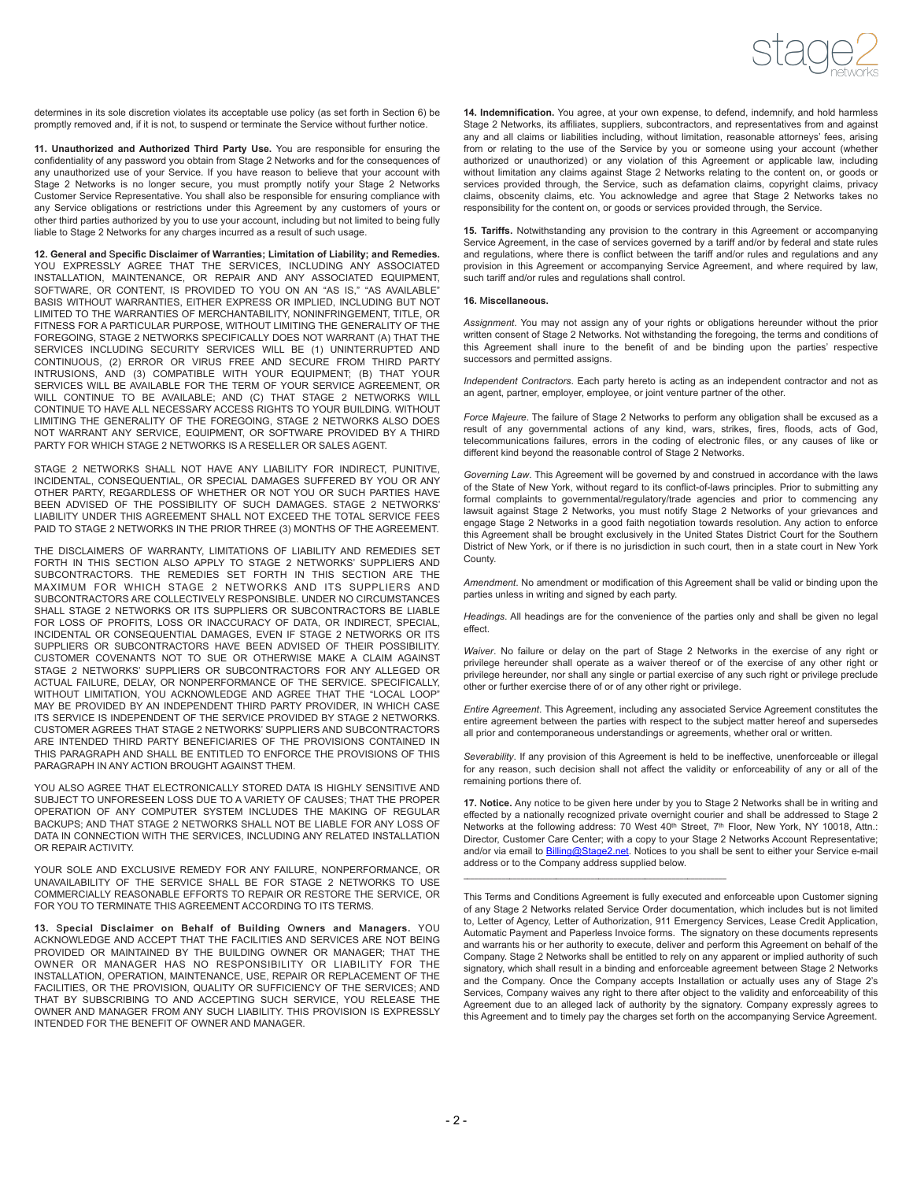determines in its sole discretion violates its acceptable use policy (as set forth in Section 6) be promptly removed and, if it is not, to suspend or terminate the Service without further notice.

**11. Unauthorized and Authorized Third Party Use.** You are responsible for ensuring the confidentiality of any password you obtain from Stage 2 Networks and for the consequences of any unauthorized use of your Service. If you have reason to believe that your account with Stage 2 Networks is no longer secure, you must promptly notify your Stage 2 Networks Customer Service Representative. You shall also be responsible for ensuring compliance with any Service obligations or restrictions under this Agreement by any customers of yours or other third parties authorized by you to use your account, including but not limited to being fully liable to Stage 2 Networks for any charges incurred as a result of such usage.

**12. General and Specific Disclaimer of Warranties; Limitation of Liability; and Remedies.** YOU EXPRESSLY AGREE THAT THE SERVICES, INCLUDING ANY ASSOCIATED INSTALLATION, MAINTENANCE, OR REPAIR AND ANY ASSOCIATED EQUIPMENT, SOFTWARE, OR CONTENT, IS PROVIDED TO YOU ON AN "AS IS," "AS AVAILABLE" BASIS WITHOUT WARRANTIES, EITHER EXPRESS OR IMPLIED, INCLUDING BUT NOT LIMITED TO THE WARRANTIES OF MERCHANTABILITY, NONINFRINGEMENT, TITLE, OR FITNESS FOR A PARTICULAR PURPOSE, WITHOUT LIMITING THE GENERALITY OF THE FOREGOING, STAGE 2 NETWORKS SPECIFICALLY DOES NOT WARRANT (A) THAT THE SERVICES INCLUDING SECURITY SERVICES WILL BE (1) UNINTERRUPTED AND CONTINUOUS, (2) ERROR OR VIRUS FREE AND SECURE FROM THIRD PARTY INTRUSIONS, AND (3) COMPATIBLE WITH YOUR EQUIPMENT; (B) THAT YOUR SERVICES WILL BE AVAILABLE FOR THE TERM OF YOUR SERVICE AGREEMENT, OR WILL CONTINUE TO BE AVAILABLE; AND (C) THAT STAGE 2 NETWORKS WILL CONTINUE TO HAVE ALL NECESSARY ACCESS RIGHTS TO YOUR BUILDING. WITHOUT LIMITING THE GENERALITY OF THE FOREGOING, STAGE 2 NETWORKS ALSO DOES NOT WARRANT ANY SERVICE, EQUIPMENT, OR SOFTWARE PROVIDED BY A THIRD PARTY FOR WHICH STAGE 2 NETWORKS IS A RESELLER OR SALES AGENT.

STAGE 2 NETWORKS SHALL NOT HAVE ANY LIABILITY FOR INDIRECT, PUNITIVE, INCIDENTAL, CONSEQUENTIAL, OR SPECIAL DAMAGES SUFFERED BY YOU OR ANY OTHER PARTY, REGARDLESS OF WHETHER OR NOT YOU OR SUCH PARTIES HAVE BEEN ADVISED OF THE POSSIBILITY OF SUCH DAMAGES. STAGE 2 NETWORKS' LIABILITY UNDER THIS AGREEMENT SHALL NOT EXCEED THE TOTAL SERVICE FEES PAID TO STAGE 2 NETWORKS IN THE PRIOR THREE (3) MONTHS OF THE AGREEMENT.

THE DISCLAIMERS OF WARRANTY, LIMITATIONS OF LIABILITY AND REMEDIES SET FORTH IN THIS SECTION ALSO APPLY TO STAGE 2 NETWORKS' SUPPLIERS AND SUBCONTRACTORS. THE REMEDIES SET FORTH IN THIS SECTION ARE THE MAXIMUM FOR WHICH STAGE 2 NETWORKS AND ITS SUPPLIERS AND SUBCONTRACTORS ARE COLLECTIVELY RESPONSIBLE. UNDER NO CIRCUMSTANCES SHALL STAGE 2 NETWORKS OR ITS SUPPLIERS OR SUBCONTRACTORS BE LIABLE FOR LOSS OF PROFITS, LOSS OR INACCURACY OF DATA, OR INDIRECT, SPECIAL, INCIDENTAL OR CONSEQUENTIAL DAMAGES, EVEN IF STAGE 2 NETWORKS OR ITS SUPPLIERS OR SUBCONTRACTORS HAVE BEEN ADVISED OF THEIR POSSIBILITY. CUSTOMER COVENANTS NOT TO SUE OR OTHERWISE MAKE A CLAIM AGAINST STAGE 2 NETWORKS' SUPPLIERS OR SUBCONTRACTORS FOR ANY ALLEGED OR ACTUAL FAILURE, DELAY, OR NONPERFORMANCE OF THE SERVICE. SPECIFICALLY, WITHOUT LIMITATION, YOU ACKNOWLEDGE AND AGREE THAT THE "LOCAL LOOP" MAY BE PROVIDED BY AN INDEPENDENT THIRD PARTY PROVIDER, IN WHICH CASE ITS SERVICE IS INDEPENDENT OF THE SERVICE PROVIDED BY STAGE 2 NETWORKS. CUSTOMER AGREES THAT STAGE 2 NETWORKS' SUPPLIERS AND SUBCONTRACTORS ARE INTENDED THIRD PARTY BENEFICIARIES OF THE PROVISIONS CONTAINED IN THIS PARAGRAPH AND SHALL BE ENTITLED TO ENFORCE THE PROVISIONS OF THIS PARAGRAPH IN ANY ACTION BROUGHT AGAINST THEM.

YOU ALSO AGREE THAT ELECTRONICALLY STORED DATA IS HIGHLY SENSITIVE AND SUBJECT TO UNFORESEEN LOSS DUE TO A VARIETY OF CAUSES; THAT THE PROPER OPERATION OF ANY COMPUTER SYSTEM INCLUDES THE MAKING OF REGULAR BACKUPS; AND THAT STAGE 2 NETWORKS SHALL NOT BE LIABLE FOR ANY LOSS OF DATA IN CONNECTION WITH THE SERVICES, INCLUDING ANY RELATED INSTALLATION OR REPAIR ACTIVITY.

YOUR SOLE AND EXCLUSIVE REMEDY FOR ANY FAILURE, NONPERFORMANCE, OR UNAVAILABILITY OF THE SERVICE SHALL BE FOR STAGE 2 NETWORKS TO USE COMMERCIALLY REASONABLE EFFORTS TO REPAIR OR RESTORE THE SERVICE, OR FOR YOU TO TERMINATE THIS AGREEMENT ACCORDING TO ITS TERMS.

**13. Special Disclaimer on Behalf of Building Owners and Managers.** YOU ACKNOWLEDGE AND ACCEPT THAT THE FACILITIES AND SERVICES ARE NOT BEING PROVIDED OR MAINTAINED BY THE BUILDING OWNER OR MANAGER; THAT THE OWNER OR MANAGER HAS NO RESPONSIBILITY OR LIABILITY FOR THE INSTALLATION, OPERATION, MAINTENANCE, USE, REPAIR OR REPLACEMENT OF THE FACILITIES, OR THE PROVISION, QUALITY OR SUFFICIENCY OF THE SERVICES; AND THAT BY SUBSCRIBING TO AND ACCEPTING SUCH SERVICE, YOU RELEASE THE OWNER AND MANAGER FROM ANY SUCH LIABILITY. THIS PROVISION IS EXPRESSLY INTENDED FOR THE BENEFIT OF OWNER AND MANAGER.

**14. Indemnification.** You agree, at your own expense, to defend, indemnify, and hold harmless Stage 2 Networks, its affiliates, suppliers, subcontractors, and representatives from and against any and all claims or liabilities including, without limitation, reasonable attorneys' fees, arising from or relating to the use of the Service by you or someone using your account (whether authorized or unauthorized) or any violation of this Agreement or applicable law, including without limitation any claims against Stage 2 Networks relating to the content on, or goods or services provided through, the Service, such as defamation claims, copyright claims, privacy claims, obscenity claims, etc. You acknowledge and agree that Stage 2 Networks takes no responsibility for the content on, or goods or services provided through, the Service.

**15. Tariffs.** Notwithstanding any provision to the contrary in this Agreement or accompanying Service Agreement, in the case of services governed by a tariff and/or by federal and state rules and regulations, where there is conflict between the tariff and/or rules and regulations and any provision in this Agreement or accompanying Service Agreement, and where required by law, such tariff and/or rules and regulations shall control.

**16. Miscellaneous.**

*Assignment*. You may not assign any of your rights or obligations hereunder without the prior written consent of Stage 2 Networks. Not withstanding the foregoing, the terms and conditions of this Agreement shall inure to the benefit of and be binding upon the parties' respective successors and permitted assigns.

*Independent Contractors*. Each party hereto is acting as an independent contractor and not as an agent, partner, employer, employee, or joint venture partner of the other.

*Force Majeure*. The failure of Stage 2 Networks to perform any obligation shall be excused as a result of any governmental actions of any kind, wars, strikes, fires, floods, acts of God, telecommunications failures, errors in the coding of electronic files, or any causes of like or different kind beyond the reasonable control of Stage 2 Networks.

*Governing Law*. This Agreement will be governed by and construed in accordance with the laws of the State of New York, without regard to its conflict-of-laws principles. Prior to submitting any formal complaints to governmental/regulatory/trade agencies and prior to commencing any lawsuit against Stage 2 Networks, you must notify Stage 2 Networks of your grievances and engage Stage 2 Networks in a good faith negotiation towards resolution. Any action to enforce this Agreement shall be brought exclusively in the United States District Court for the Southern District of New York, or if there is no jurisdiction in such court, then in a state court in New York County.

*Amendment*. No amendment or modification of this Agreement shall be valid or binding upon the parties unless in writing and signed by each party.

*Headings*. All headings are for the convenience of the parties only and shall be given no legal effect.

*Waiver*. No failure or delay on the part of Stage 2 Networks in the exercise of any right or privilege hereunder shall operate as a waiver thereof or of the exercise of any other right or privilege hereunder, nor shall any single or partial exercise of any such right or privilege preclude other or further exercise there of or of any other right or privilege.

*Entire Agreement*. This Agreement, including any associated Service Agreement constitutes the entire agreement between the parties with respect to the subject matter hereof and supersedes all prior and contemporaneous understandings or agreements, whether oral or written.

*Severability*. If any provision of this Agreement is held to be ineffective, unenforceable or illegal for any reason, such decision shall not affect the validity or enforceability of any or all of the remaining portions there of.

**17. Notice.** Any notice to be given here under by you to Stage 2 Networks shall be in writing and effected by a nationally recognized private overnight courier and shall be addressed to Stage 2 Networks at the following address: 70 West 40th Street, 7th Floor, New York, NY 10018, Attn.: Director, Customer Care Center; with a copy to your Stage 2 Networks Account Representative; and/or via email to Billing@Stage2.net. Notices to you shall be sent to either your Service e-mail address or to the Company address supplied below.

---

This Terms and Conditions Agreement is fully executed and enforceable upon Customer signing of any Stage 2 Networks related Service Order documentation, which includes but is not limited to, Letter of Agency, Letter of Authorization, 911 Emergency Services, Lease Credit Application, Automatic Payment and Paperless Invoice forms. The signatory on these documents represents and warrants his or her authority to execute, deliver and perform this Agreement on behalf of the Company. Stage 2 Networks shall be entitled to rely on any apparent or implied authority of such signatory, which shall result in a binding and enforceable agreement between Stage 2 Networks and the Company. Once the Company accepts Installation or actually uses any of Stage 2's Services, Company waives any right to there after object to the validity and enforceability of this Agreement due to an alleged lack of authority by the signatory. Company expressly agrees to this Agreement and to timely pay the charges set forth on the accompanying Service Agreement.